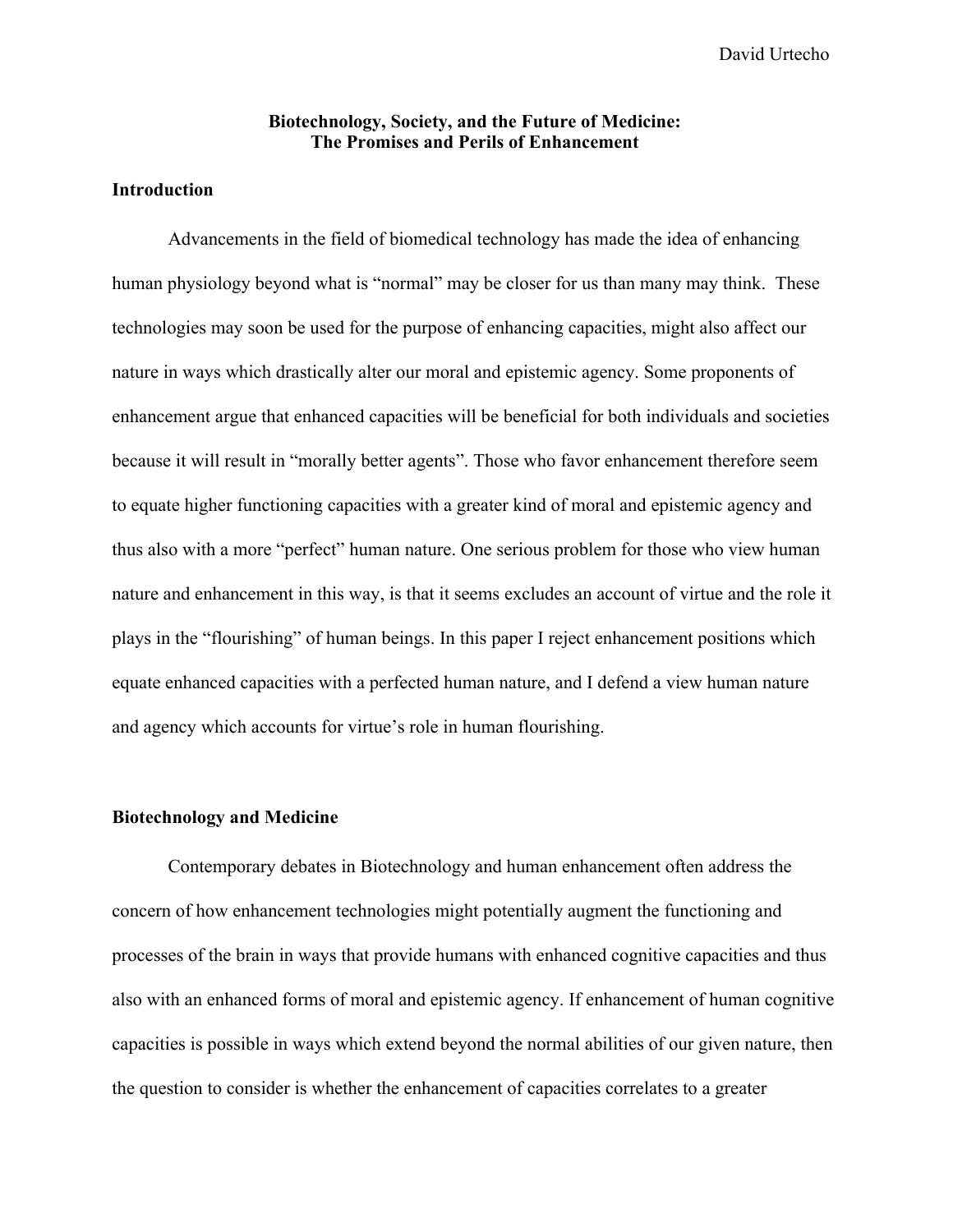David Urtecho

# Biotechnology, Society, and the Future of Medicine: The Promises and Perils of Enhancement

## Introduction

Advancements in the field of biomedical technology has made the idea of enhancing human physiology beyond what is "normal" may be closer for us than many may think. These technologies may soon be used for the purpose of enhancing capacities, might also affect our nature in ways which drastically alter our moral and epistemic agency. Some proponents of enhancement argue that enhanced capacities will be beneficial for both individuals and societies because it will result in "morally better agents". Those who favor enhancement therefore seem to equate higher functioning capacities with a greater kind of moral and epistemic agency and thus also with a more "perfect" human nature. One serious problem for those who view human nature and enhancement in this way, is that it seems excludes an account of virtue and the role it plays in the "flourishing" of human beings. In this paper I reject enhancement positions which equate enhanced capacities with a perfected human nature, and I defend a view human nature and agency which accounts for virtue's role in human flourishing.

## Biotechnology and Medicine

Contemporary debates in Biotechnology and human enhancement often address the concern of how enhancement technologies might potentially augment the functioning and processes of the brain in ways that provide humans with enhanced cognitive capacities and thus also with an enhanced forms of moral and epistemic agency. If enhancement of human cognitive capacities is possible in ways which extend beyond the normal abilities of our given nature, then the question to consider is whether the enhancement of capacities correlates to a greater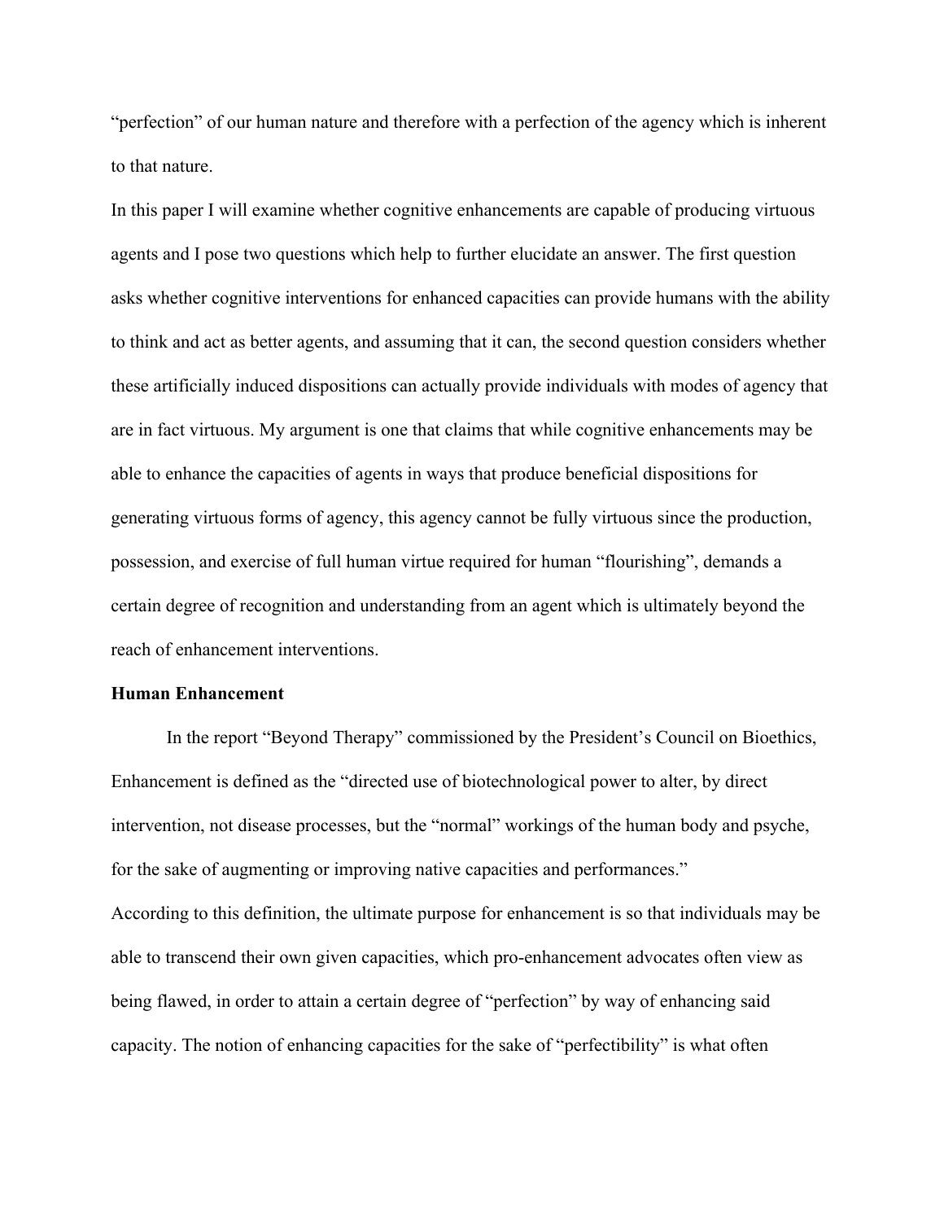"perfection" of our human nature and therefore with a perfection of the agency which is inherent to that nature.

In this paper I will examine whether cognitive enhancements are capable of producing virtuous agents and I pose two questions which help to further elucidate an answer. The first question asks whether cognitive interventions for enhanced capacities can provide humans with the ability to think and act as better agents, and assuming that it can, the second question considers whether these artificially induced dispositions can actually provide individuals with modes of agency that are in fact virtuous. My argument is one that claims that while cognitive enhancements may be able to enhance the capacities of agents in ways that produce beneficial dispositions for generating virtuous forms of agency, this agency cannot be fully virtuous since the production, possession, and exercise of full human virtue required for human "flourishing", demands a certain degree of recognition and understanding from an agent which is ultimately beyond the reach of enhancement interventions.

**Human Enhancement**

In the report "Beyond Therapy" commissioned by the President's Council on Bioethics, Enhancement is defined as the "directed use of biotechnological power to alter, by direct intervention, not disease processes, but the "normal" workings of the human body and psyche, for the sake of augmenting or improving native capacities and performances."

According to this definition, the ultimate purpose for enhancement is so that individuals may be able to transcend their own given capacities, which pro-enhancement advocates often view as being flawed, in order to attain a certain degree of "perfection" by way of enhancing said capacity. The notion of enhancing capacities for the sake of "perfectibility" is what often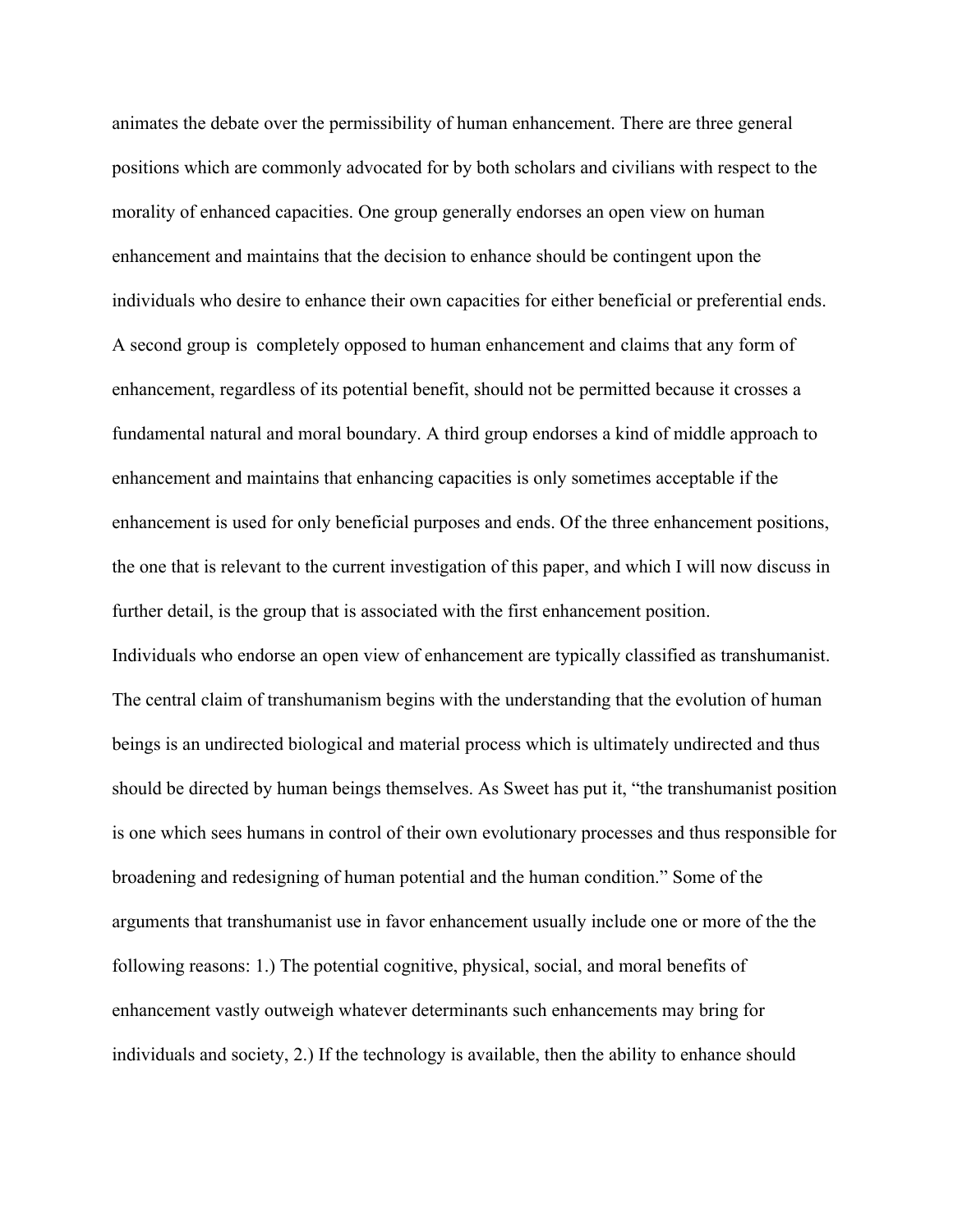animates the debate over the permissibility of human enhancement. There are three general positions which are commonly advocated for by both scholars and civilians with respect to the morality of enhanced capacities. One group generally endorses an open view on human enhancement and maintains that the decision to enhance should be contingent upon the individuals who desire to enhance their own capacities for either beneficial or preferential ends. A second group is  completely opposed to human enhancement and claims that any form of enhancement, regardless of its potential benefit, should not be permitted because it crosses a fundamental natural and moral boundary. A third group endorses a kind of middle approach to enhancement and maintains that enhancing capacities is only sometimes acceptable if the enhancement is used for only beneficial purposes and ends. Of the three enhancement positions, the one that is relevant to the current investigation of this paper, and which I will now discuss in further detail, is the group that is associated with the first enhancement position.

Individuals who endorse an open view of enhancement are typically classified as transhumanist. The central claim of transhumanism begins with the understanding that the evolution of human beings is an undirected biological and material process which is ultimately undirected and thus should be directed by human beings themselves. As Sweet has put it, "the transhumanist position is one which sees humans in control of their own evolutionary processes and thus responsible for broadening and redesigning of human potential and the human condition." Some of the arguments that transhumanist use in favor enhancement usually include one or more of the the following reasons: 1.) The potential cognitive, physical, social, and moral benefits of enhancement vastly outweigh whatever determinants such enhancements may bring for individuals and society, 2.) If the technology is available, then the ability to enhance should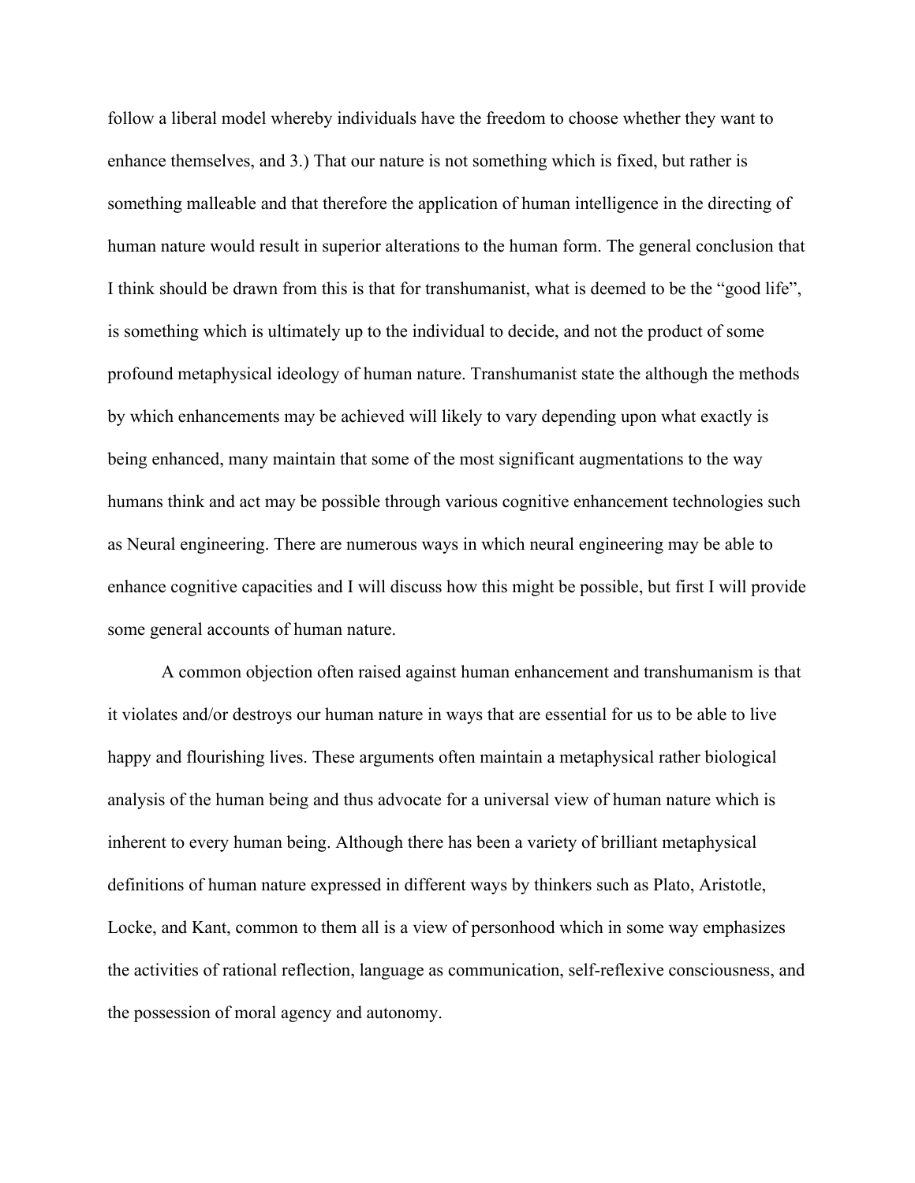follow a liberal model whereby individuals have the freedom to choose whether they want to enhance themselves, and 3.) That our nature is not something which is fixed, but rather is something malleable and that therefore the application of human intelligence in the directing of human nature would result in superior alterations to the human form. The general conclusion that I think should be drawn from this is that for transhumanist, what is deemed to be the "good life", is something which is ultimately up to the individual to decide, and not the product of some profound metaphysical ideology of human nature. Transhumanist state the although the methods by which enhancements may be achieved will likely to vary depending upon what exactly is being enhanced, many maintain that some of the most significant augmentations to the way humans think and act may be possible through various cognitive enhancement technologies such as Neural engineering. There are numerous ways in which neural engineering may be able to enhance cognitive capacities and I will discuss how this might be possible, but first I will provide some general accounts of human nature.

A common objection often raised against human enhancement and transhumanism is that it violates and/or destroys our human nature in ways that are essential for us to be able to live happy and flourishing lives. These arguments often maintain a metaphysical rather biological analysis of the human being and thus advocate for a universal view of human nature which is inherent to every human being. Although there has been a variety of brilliant metaphysical definitions of human nature expressed in different ways by thinkers such as Plato, Aristotle, Locke, and Kant, common to them all is a view of personhood which in some way emphasizes the activities of rational reflection, language as communication, self-reflexive consciousness, and the possession of moral agency and autonomy.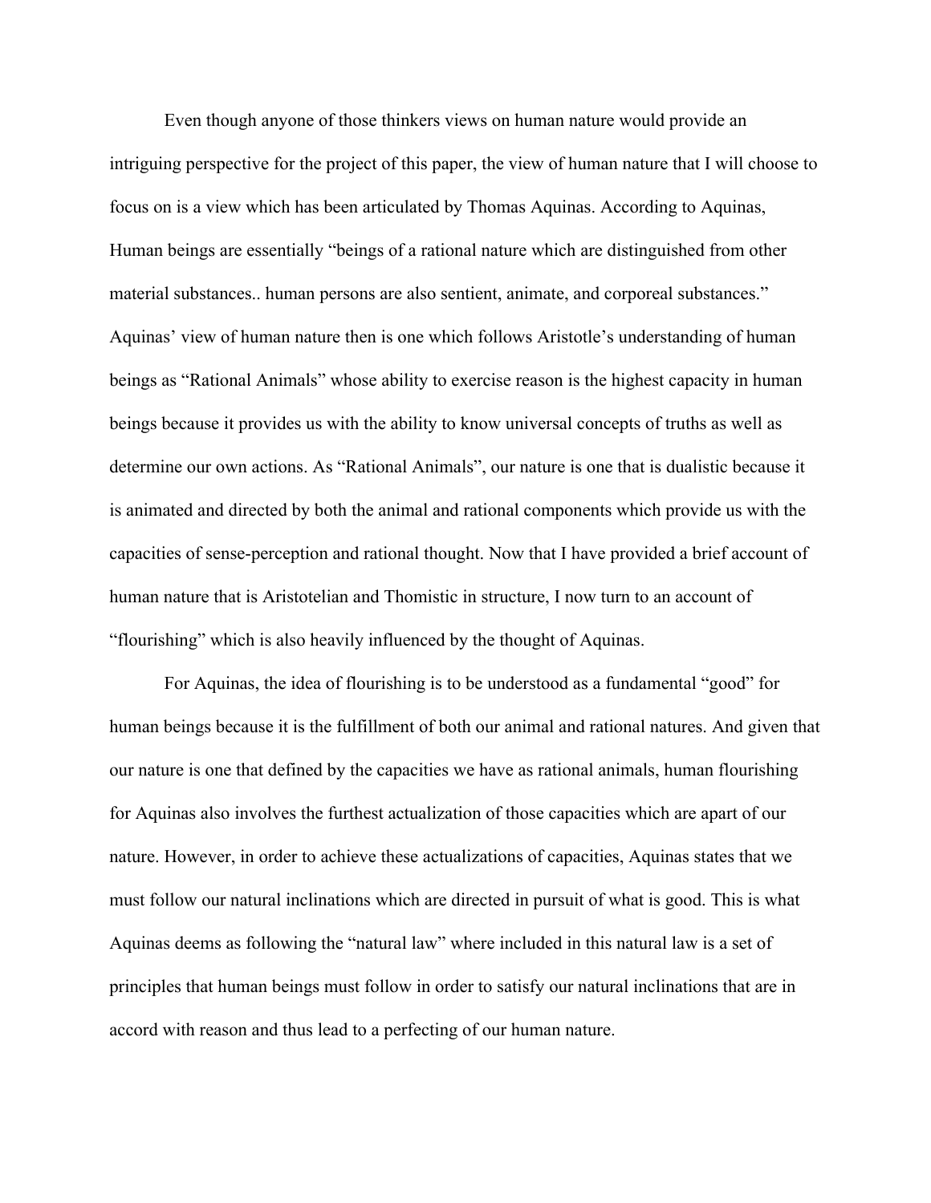Even though anyone of those thinkers views on human nature would provide an intriguing perspective for the project of this paper, the view of human nature that I will choose to focus on is a view which has been articulated by Thomas Aquinas. According to Aquinas, Human beings are essentially "beings of a rational nature which are distinguished from other material substances.. human persons are also sentient, animate, and corporeal substances." Aquinas' view of human nature then is one which follows Aristotle's understanding of human beings as "Rational Animals" whose ability to exercise reason is the highest capacity in human beings because it provides us with the ability to know universal concepts of truths as well as determine our own actions. As "Rational Animals", our nature is one that is dualistic because it is animated and directed by both the animal and rational components which provide us with the capacities of sense-perception and rational thought. Now that I have provided a brief account of human nature that is Aristotelian and Thomistic in structure, I now turn to an account of "flourishing" which is also heavily influenced by the thought of Aquinas.

For Aquinas, the idea of flourishing is to be understood as a fundamental "good" for human beings because it is the fulfillment of both our animal and rational natures. And given that our nature is one that defined by the capacities we have as rational animals, human flourishing for Aquinas also involves the furthest actualization of those capacities which are apart of our nature. However, in order to achieve these actualizations of capacities, Aquinas states that we must follow our natural inclinations which are directed in pursuit of what is good. This is what Aquinas deems as following the "natural law" where included in this natural law is a set of principles that human beings must follow in order to satisfy our natural inclinations that are in accord with reason and thus lead to a perfecting of our human nature.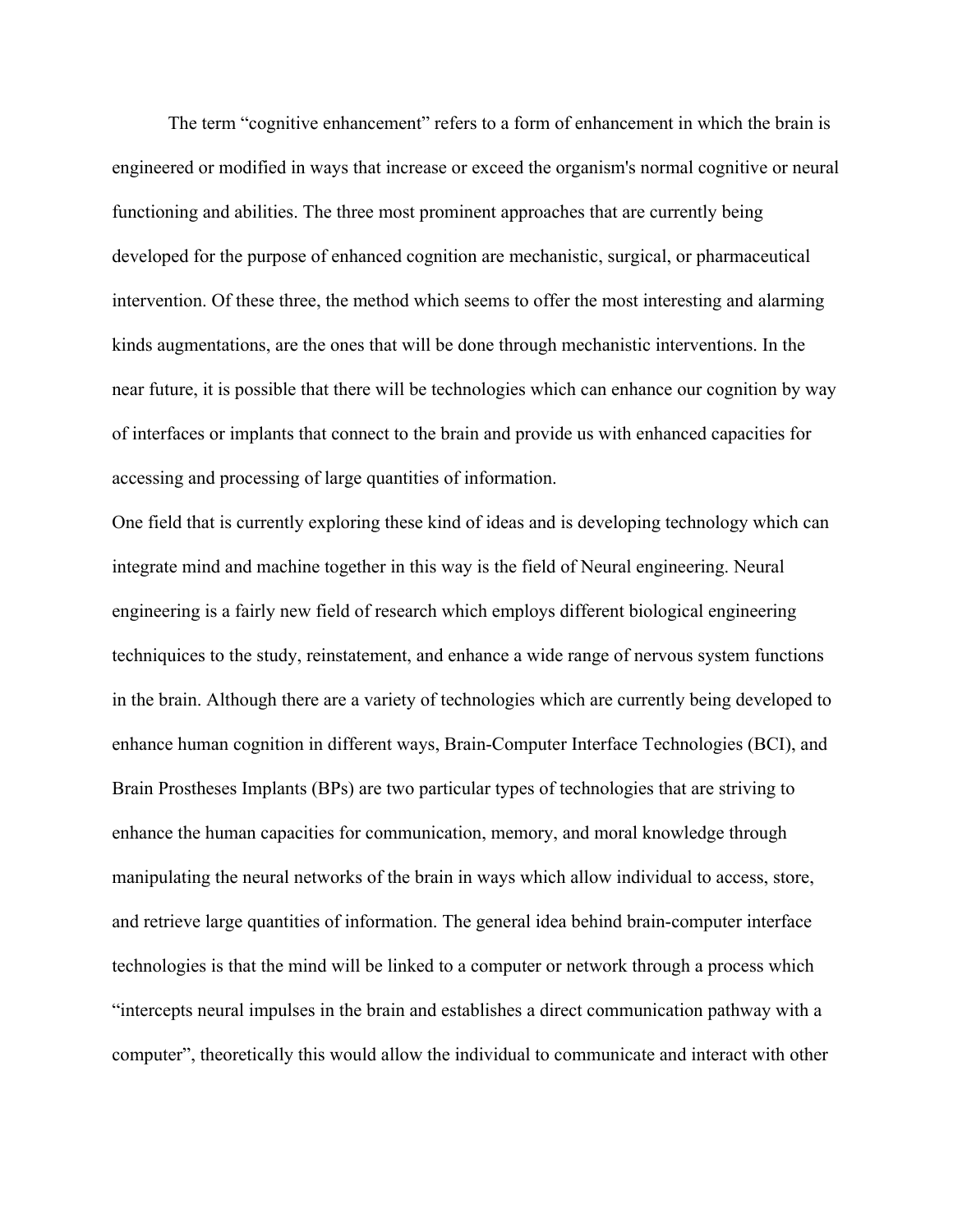The term "cognitive enhancement" refers to a form of enhancement in which the brain is engineered or modified in ways that increase or exceed the organism's normal cognitive or neural functioning and abilities. The three most prominent approaches that are currently being developed for the purpose of enhanced cognition are mechanistic, surgical, or pharmaceutical intervention. Of these three, the method which seems to offer the most interesting and alarming kinds augmentations, are the ones that will be done through mechanistic interventions. In the near future, it is possible that there will be technologies which can enhance our cognition by way of interfaces or implants that connect to the brain and provide us with enhanced capacities for accessing and processing of large quantities of information.

One field that is currently exploring these kind of ideas and is developing technology which can integrate mind and machine together in this way is the field of Neural engineering. Neural engineering is a fairly new field of research which employs different biological engineering techniquices to the study, reinstatement, and enhance a wide range of nervous system functions in the brain. Although there are a variety of technologies which are currently being developed to enhance human cognition in different ways, Brain-Computer Interface Technologies (BCI), and Brain Prostheses Implants (BPs) are two particular types of technologies that are striving to enhance the human capacities for communication, memory, and moral knowledge through manipulating the neural networks of the brain in ways which allow individual to access, store, and retrieve large quantities of information. The general idea behind brain-computer interface technologies is that the mind will be linked to a computer or network through a process which "intercepts neural impulses in the brain and establishes a direct communication pathway with a computer", theoretically this would allow the individual to communicate and interact with other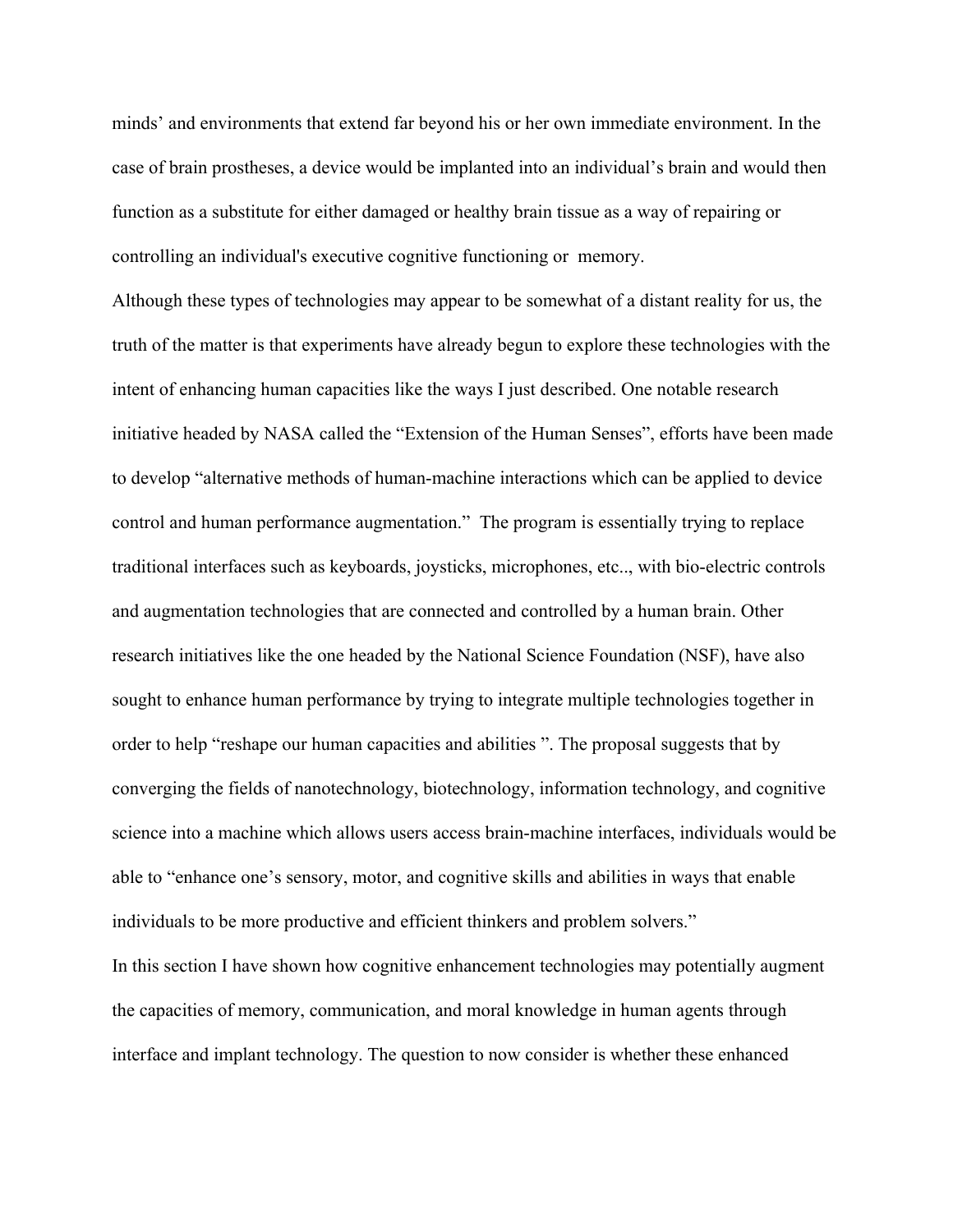minds' and environments that extend far beyond his or her own immediate environment. In the case of brain prostheses, a device would be implanted into an individual's brain and would then function as a substitute for either damaged or healthy brain tissue as a way of repairing or controlling an individual's executive cognitive functioning or memory.

Although these types of technologies may appear to be somewhat of a distant reality for us, the truth of the matter is that experiments have already begun to explore these technologies with the intent of enhancing human capacities like the ways I just described. One notable research initiative headed by NASA called the "Extension of the Human Senses", efforts have been made to develop "alternative methods of human-machine interactions which can be applied to device control and human performance augmentation." The program is essentially trying to replace traditional interfaces such as keyboards, joysticks, microphones, etc.., with bio-electric controls and augmentation technologies that are connected and controlled by a human brain. Other research initiatives like the one headed by the National Science Foundation (NSF), have also sought to enhance human performance by trying to integrate multiple technologies together in order to help "reshape our human capacities and abilities ". The proposal suggests that by converging the fields of nanotechnology, biotechnology, information technology, and cognitive science into a machine which allows users access brain-machine interfaces, individuals would be able to "enhance one's sensory, motor, and cognitive skills and abilities in ways that enable individuals to be more productive and efficient thinkers and problem solvers."

In this section I have shown how cognitive enhancement technologies may potentially augment the capacities of memory, communication, and moral knowledge in human agents through interface and implant technology. The question to now consider is whether these enhanced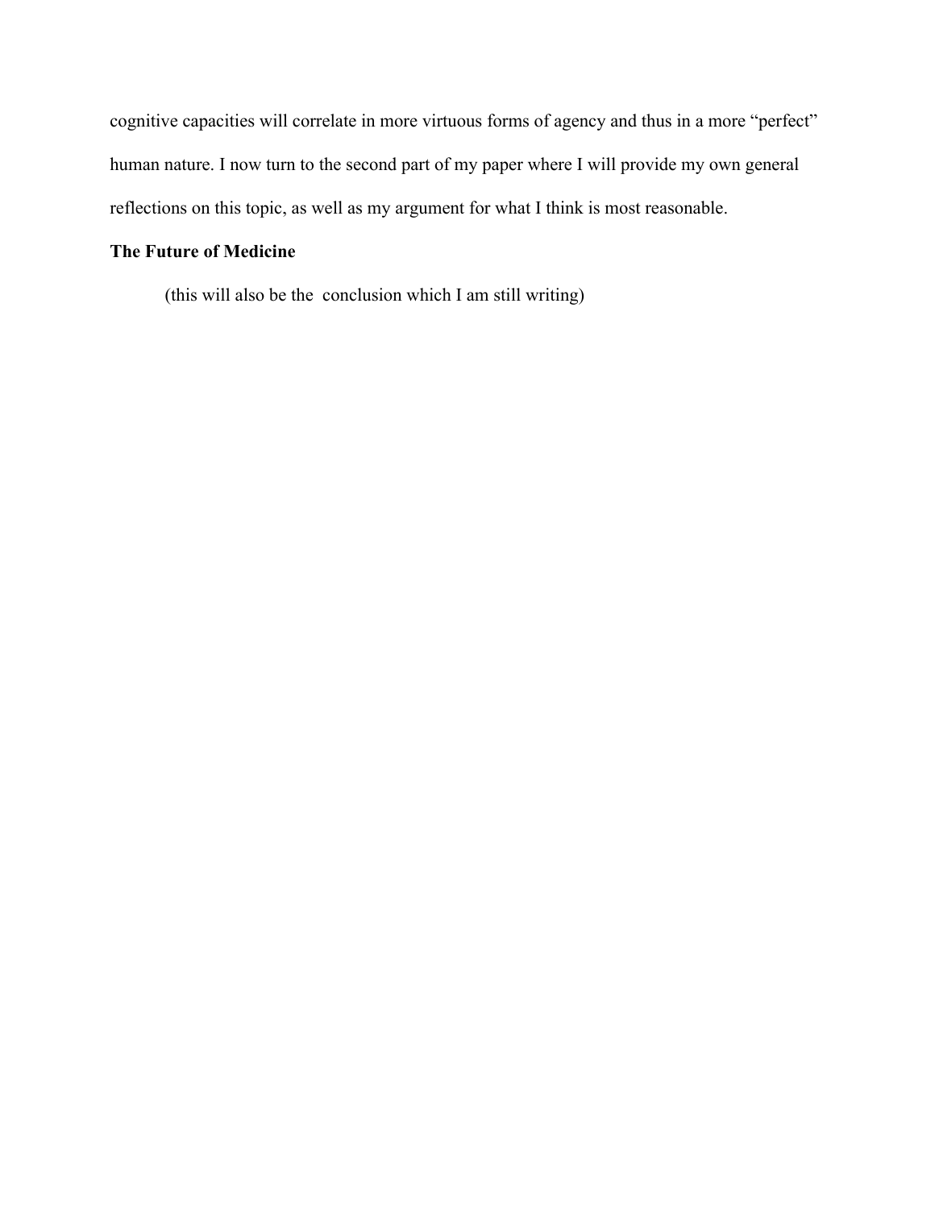cognitive capacities will correlate in more virtuous forms of agency and thus in a more "perfect" human nature. I now turn to the second part of my paper where I will provide my own general reflections on this topic, as well as my argument for what I think is most reasonable.

**The Future of Medicine**

(this will also be the  conclusion which I am still writing)